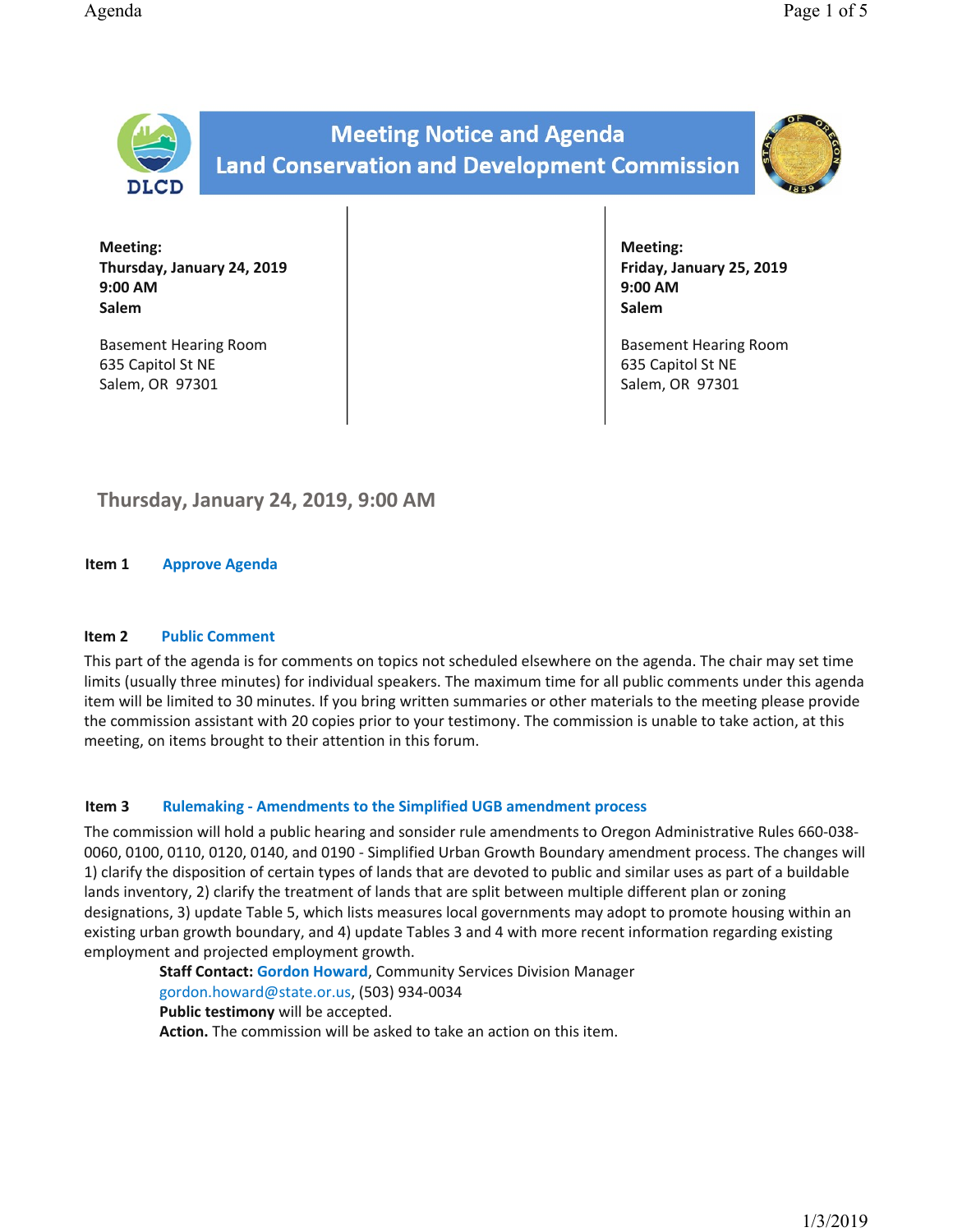# Meeting Notice and Agenda
# Land Conservation and Development Commission

**Meeting:**
**Thursday, January 24, 2019**
**9:00 AM**
**Salem**

Basement Hearing Room
635 Capitol St NE
Salem, OR 97301

**Meeting:**
**Friday, January 25, 2019**
**9:00 AM**
**Salem**

Basement Hearing Room
635 Capitol St NE
Salem, OR 97301

## Thursday, January 24, 2019, 9:00 AM

### Item 1 Approve Agenda

### Item 2 Public Comment

This part of the agenda is for comments on topics not scheduled elsewhere on the agenda. The chair may set time limits (usually three minutes) for individual speakers. The maximum time for all public comments under this agenda item will be limited to 30 minutes. If you bring written summaries or other materials to the meeting please provide the commission assistant with 20 copies prior to your testimony. The commission is unable to take action, at this meeting, on items brought to their attention in this forum.

### Item 3 Rulemaking - Amendments to the Simplified UGB amendment process

The commission will hold a public hearing and sonsider rule amendments to Oregon Administrative Rules 660-038-0060, 0100, 0110, 0120, 0140, and 0190 - Simplified Urban Growth Boundary amendment process. The changes will 1) clarify the disposition of certain types of lands that are devoted to public and similar uses as part of a buildable lands inventory, 2) clarify the treatment of lands that are split between multiple different plan or zoning designations, 3) update Table 5, which lists measures local governments may adopt to promote housing within an existing urban growth boundary, and 4) update Tables 3 and 4 with more recent information regarding existing employment and projected employment growth.

**Staff Contact:** Gordon Howard, Community Services Division Manager
gordon.howard@state.or.us, (503) 934-0034
**Public testimony** will be accepted.
**Action.** The commission will be asked to take an action on this item.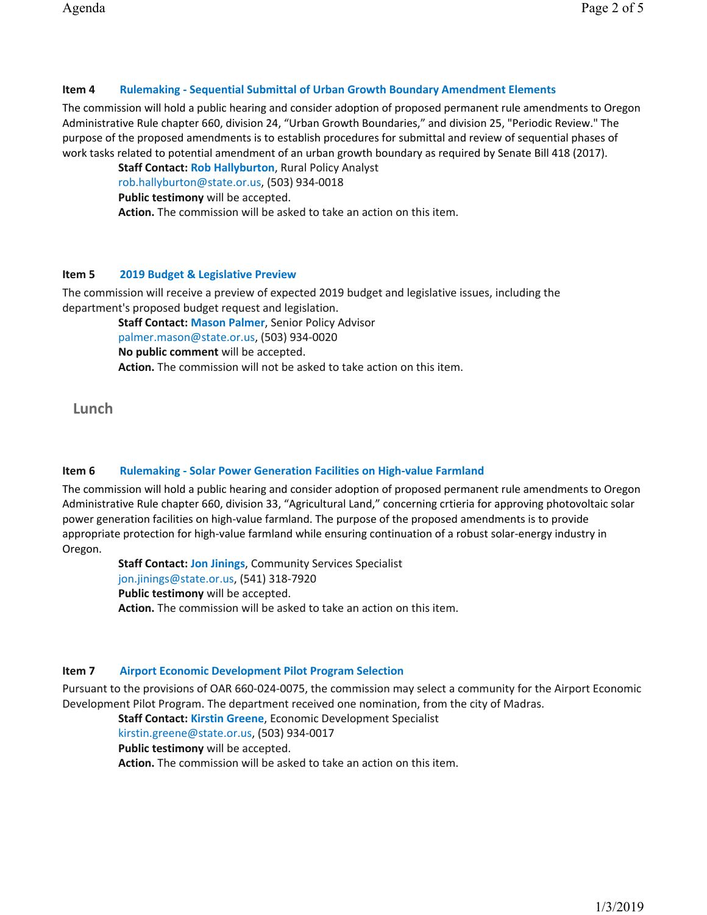### Item 4 Rulemaking - Sequential Submittal of Urban Growth Boundary Amendment Elements

The commission will hold a public hearing and consider adoption of proposed permanent rule amendments to Oregon Administrative Rule chapter 660, division 24, "Urban Growth Boundaries," and division 25, "Periodic Review." The purpose of the proposed amendments is to establish procedures for submittal and review of sequential phases of work tasks related to potential amendment of an urban growth boundary as required by Senate Bill 418 (2017).

> **Staff Contact:** Rob Hallyburton, Rural Policy Analyst
> rob.hallyburton@state.or.us, (503) 934-0018
> **Public testimony** will be accepted.
> **Action.** The commission will be asked to take an action on this item.

### Item 5 2019 Budget & Legislative Preview

The commission will receive a preview of expected 2019 budget and legislative issues, including the department's proposed budget request and legislation.

> **Staff Contact:** Mason Palmer, Senior Policy Advisor
> palmer.mason@state.or.us, (503) 934-0020
> **No public comment** will be accepted.
> **Action.** The commission will not be asked to take action on this item.

## Lunch

### Item 6 Rulemaking - Solar Power Generation Facilities on High-value Farmland

The commission will hold a public hearing and consider adoption of proposed permanent rule amendments to Oregon Administrative Rule chapter 660, division 33, "Agricultural Land," concerning crtieria for approving photovoltaic solar power generation facilities on high-value farmland. The purpose of the proposed amendments is to provide appropriate protection for high-value farmland while ensuring continuation of a robust solar-energy industry in Oregon.

> **Staff Contact:** Jon Jinings, Community Services Specialist
> jon.jinings@state.or.us, (541) 318-7920
> **Public testimony** will be accepted.
> **Action.** The commission will be asked to take an action on this item.

### Item 7 Airport Economic Development Pilot Program Selection

Pursuant to the provisions of OAR 660-024-0075, the commission may select a community for the Airport Economic Development Pilot Program. The department received one nomination, from the city of Madras.

> **Staff Contact:** Kirstin Greene, Economic Development Specialist
> kirstin.greene@state.or.us, (503) 934-0017
> **Public testimony** will be accepted.
> **Action.** The commission will be asked to take an action on this item.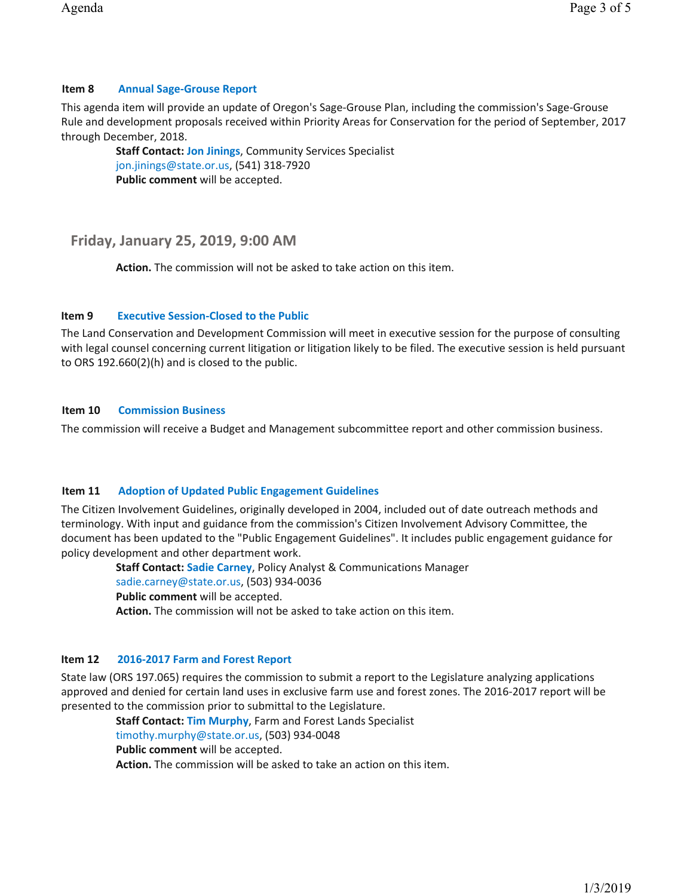### Item 8 Annual Sage-Grouse Report

This agenda item will provide an update of Oregon's Sage-Grouse Plan, including the commission's Sage-Grouse Rule and development proposals received within Priority Areas for Conservation for the period of September, 2017 through December, 2018.

> **Staff Contact:** Jon Jinings, Community Services Specialist
> jon.jinings@state.or.us, (541) 318-7920
> **Public comment** will be accepted.

## Friday, January 25, 2019, 9:00 AM

> **Action.** The commission will not be asked to take action on this item.

### Item 9 Executive Session-Closed to the Public

The Land Conservation and Development Commission will meet in executive session for the purpose of consulting with legal counsel concerning current litigation or litigation likely to be filed. The executive session is held pursuant to ORS 192.660(2)(h) and is closed to the public.

### Item 10 Commission Business

The commission will receive a Budget and Management subcommittee report and other commission business.

### Item 11 Adoption of Updated Public Engagement Guidelines

The Citizen Involvement Guidelines, originally developed in 2004, included out of date outreach methods and terminology. With input and guidance from the commission's Citizen Involvement Advisory Committee, the document has been updated to the "Public Engagement Guidelines". It includes public engagement guidance for policy development and other department work.

> **Staff Contact:** Sadie Carney, Policy Analyst & Communications Manager
> sadie.carney@state.or.us, (503) 934-0036
> **Public comment** will be accepted.
> **Action.** The commission will not be asked to take action on this item.

### Item 12 2016-2017 Farm and Forest Report

State law (ORS 197.065) requires the commission to submit a report to the Legislature analyzing applications approved and denied for certain land uses in exclusive farm use and forest zones. The 2016-2017 report will be presented to the commission prior to submittal to the Legislature.

> **Staff Contact:** Tim Murphy, Farm and Forest Lands Specialist
> timothy.murphy@state.or.us, (503) 934-0048
> **Public comment** will be accepted.
> **Action.** The commission will be asked to take an action on this item.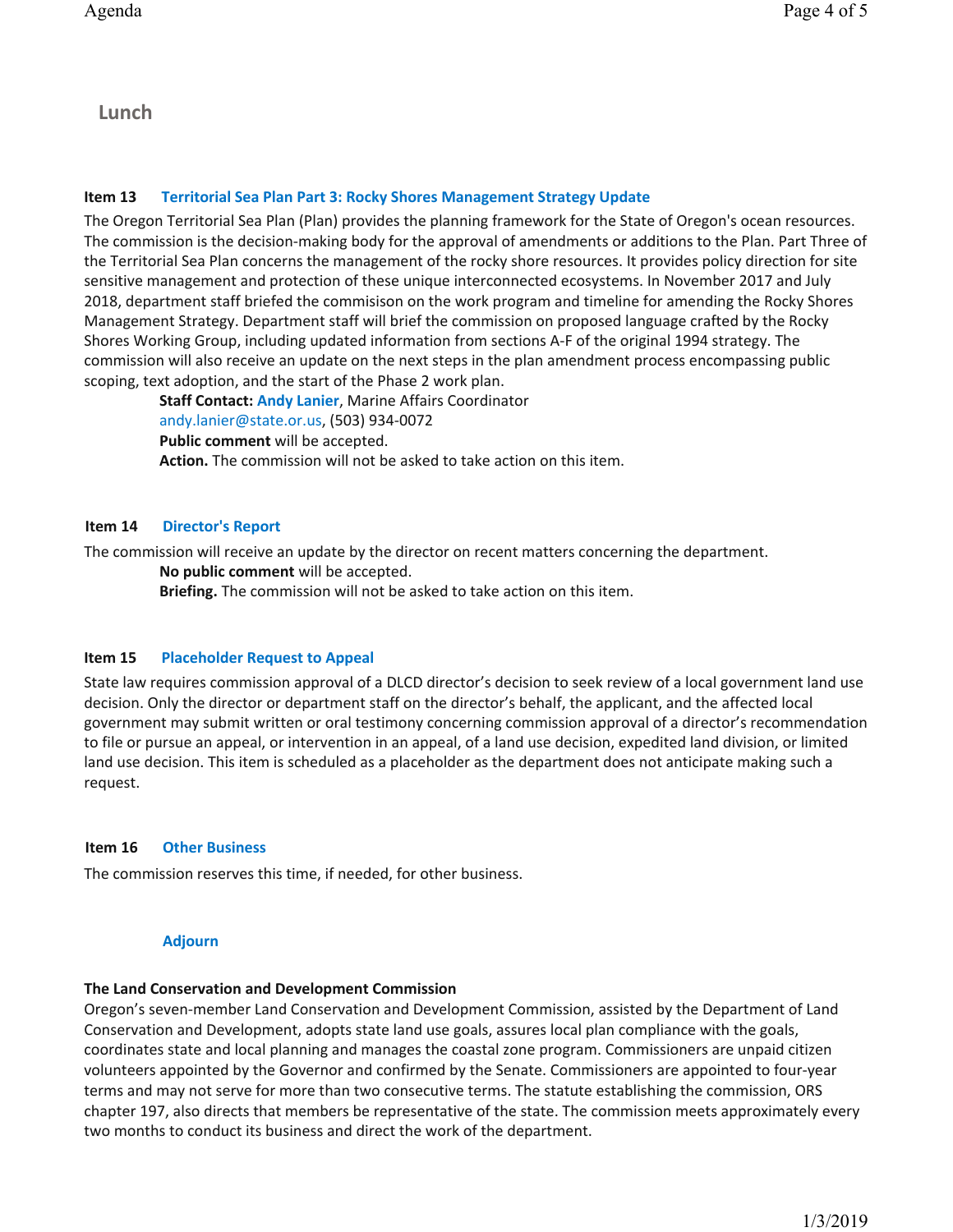## Lunch

### Item 13 Territorial Sea Plan Part 3: Rocky Shores Management Strategy Update

The Oregon Territorial Sea Plan (Plan) provides the planning framework for the State of Oregon's ocean resources. The commission is the decision-making body for the approval of amendments or additions to the Plan. Part Three of the Territorial Sea Plan concerns the management of the rocky shore resources. It provides policy direction for site sensitive management and protection of these unique interconnected ecosystems. In November 2017 and July 2018, department staff briefed the commisison on the work program and timeline for amending the Rocky Shores Management Strategy. Department staff will brief the commission on proposed language crafted by the Rocky Shores Working Group, including updated information from sections A-F of the original 1994 strategy. The commission will also receive an update on the next steps in the plan amendment process encompassing public scoping, text adoption, and the start of the Phase 2 work plan.

> **Staff Contact:** Andy Lanier, Marine Affairs Coordinator
> andy.lanier@state.or.us, (503) 934-0072
> **Public comment** will be accepted.
> **Action.** The commission will not be asked to take action on this item.

### Item 14 Director's Report

The commission will receive an update by the director on recent matters concerning the department.

> **No public comment** will be accepted.
> **Briefing.** The commission will not be asked to take action on this item.

### Item 15 Placeholder Request to Appeal

State law requires commission approval of a DLCD director's decision to seek review of a local government land use decision. Only the director or department staff on the director's behalf, the applicant, and the affected local government may submit written or oral testimony concerning commission approval of a director's recommendation to file or pursue an appeal, or intervention in an appeal, of a land use decision, expedited land division, or limited land use decision. This item is scheduled as a placeholder as the department does not anticipate making such a request.

### Item 16 Other Business

The commission reserves this time, if needed, for other business.

### Adjourn

**The Land Conservation and Development Commission**

Oregon's seven-member Land Conservation and Development Commission, assisted by the Department of Land Conservation and Development, adopts state land use goals, assures local plan compliance with the goals, coordinates state and local planning and manages the coastal zone program. Commissioners are unpaid citizen volunteers appointed by the Governor and confirmed by the Senate. Commissioners are appointed to four-year terms and may not serve for more than two consecutive terms. The statute establishing the commission, ORS chapter 197, also directs that members be representative of the state. The commission meets approximately every two months to conduct its business and direct the work of the department.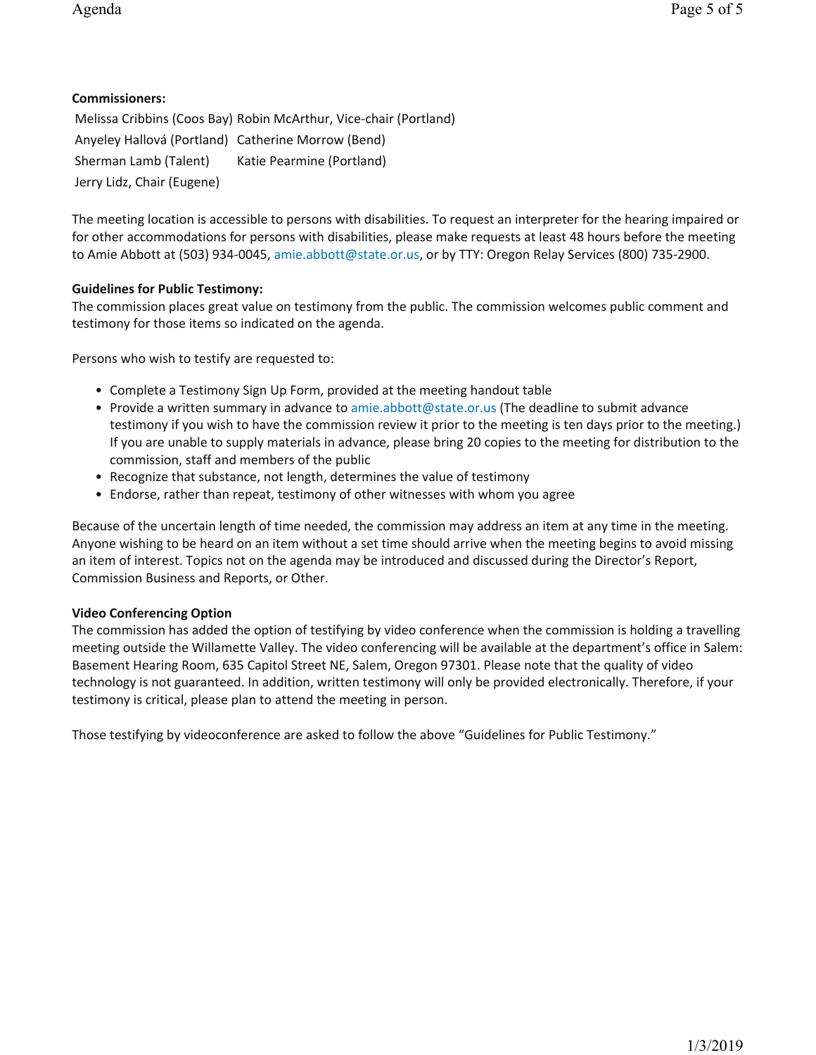**Commissioners:**

| | |
|---|---|
| Melissa Cribbins (Coos Bay) | Robin McArthur, Vice-chair (Portland) |
| Anyeley Hallová (Portland) | Catherine Morrow (Bend) |
| Sherman Lamb (Talent) | Katie Pearmine (Portland) |
| Jerry Lidz, Chair (Eugene) | |

The meeting location is accessible to persons with disabilities. To request an interpreter for the hearing impaired or for other accommodations for persons with disabilities, please make requests at least 48 hours before the meeting to Amie Abbott at (503) 934-0045, amie.abbott@state.or.us, or by TTY: Oregon Relay Services (800) 735-2900.

**Guidelines for Public Testimony:**

The commission places great value on testimony from the public. The commission welcomes public comment and testimony for those items so indicated on the agenda.

Persons who wish to testify are requested to:

- Complete a Testimony Sign Up Form, provided at the meeting handout table
- Provide a written summary in advance to amie.abbott@state.or.us (The deadline to submit advance testimony if you wish to have the commission review it prior to the meeting is ten days prior to the meeting.) If you are unable to supply materials in advance, please bring 20 copies to the meeting for distribution to the commission, staff and members of the public
- Recognize that substance, not length, determines the value of testimony
- Endorse, rather than repeat, testimony of other witnesses with whom you agree

Because of the uncertain length of time needed, the commission may address an item at any time in the meeting. Anyone wishing to be heard on an item without a set time should arrive when the meeting begins to avoid missing an item of interest. Topics not on the agenda may be introduced and discussed during the Director's Report, Commission Business and Reports, or Other.

**Video Conferencing Option**

The commission has added the option of testifying by video conference when the commission is holding a travelling meeting outside the Willamette Valley. The video conferencing will be available at the department's office in Salem: Basement Hearing Room, 635 Capitol Street NE, Salem, Oregon 97301. Please note that the quality of video technology is not guaranteed. In addition, written testimony will only be provided electronically. Therefore, if your testimony is critical, please plan to attend the meeting in person.

Those testifying by videoconference are asked to follow the above "Guidelines for Public Testimony."